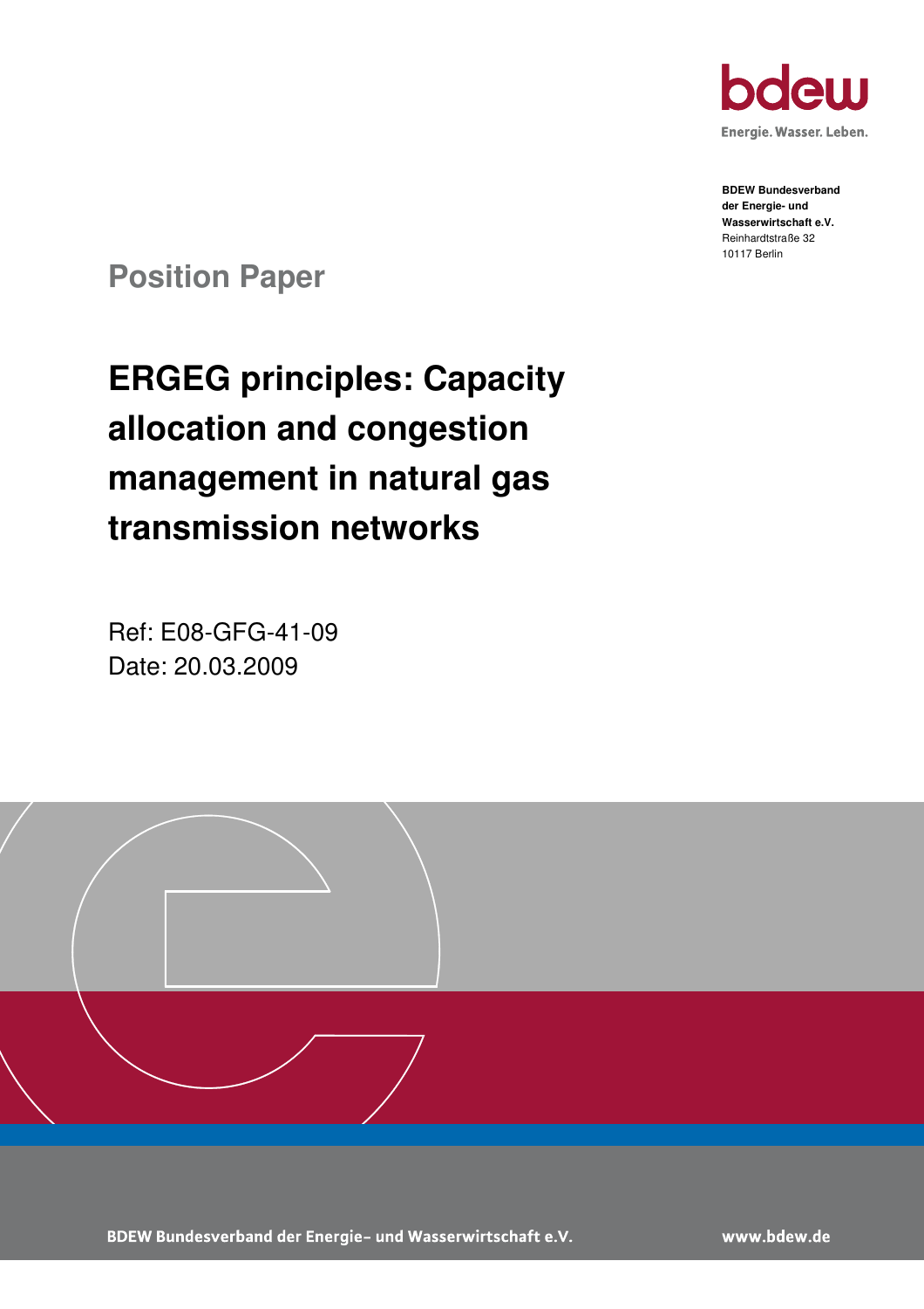bdew

Energie. Wasser. Leben.

**BDEW Bundesverband der Energie- und Wasserwirtschaft e.V.**
Reinhardtstraße 32
10117 Berlin

## Position Paper

# ERGEG principles: Capacity allocation and congestion management in natural gas transmission networks

Ref: E08-GFG-41-09
Date: 20.03.2009

BDEW Bundesverband der Energie- und Wasserwirtschaft e.V.

www.bdew.de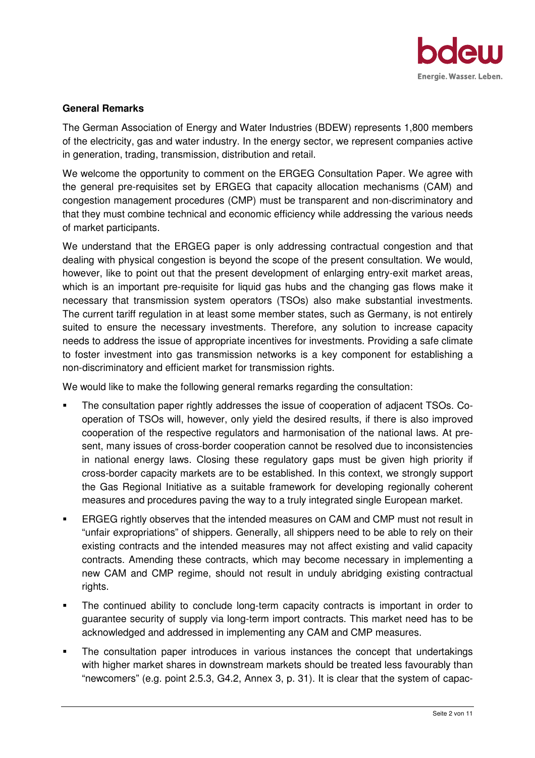**General Remarks**

The German Association of Energy and Water Industries (BDEW) represents 1,800 members of the electricity, gas and water industry. In the energy sector, we represent companies active in generation, trading, transmission, distribution and retail.

We welcome the opportunity to comment on the ERGEG Consultation Paper. We agree with the general pre-requisites set by ERGEG that capacity allocation mechanisms (CAM) and congestion management procedures (CMP) must be transparent and non-discriminatory and that they must combine technical and economic efficiency while addressing the various needs of market participants.

We understand that the ERGEG paper is only addressing contractual congestion and that dealing with physical congestion is beyond the scope of the present consultation. We would, however, like to point out that the present development of enlarging entry-exit market areas, which is an important pre-requisite for liquid gas hubs and the changing gas flows make it necessary that transmission system operators (TSOs) also make substantial investments. The current tariff regulation in at least some member states, such as Germany, is not entirely suited to ensure the necessary investments. Therefore, any solution to increase capacity needs to address the issue of appropriate incentives for investments. Providing a safe climate to foster investment into gas transmission networks is a key component for establishing a non-discriminatory and efficient market for transmission rights.

We would like to make the following general remarks regarding the consultation:

- The consultation paper rightly addresses the issue of cooperation of adjacent TSOs. Co-operation of TSOs will, however, only yield the desired results, if there is also improved cooperation of the respective regulators and harmonisation of the national laws. At present, many issues of cross-border cooperation cannot be resolved due to inconsistencies in national energy laws. Closing these regulatory gaps must be given high priority if cross-border capacity markets are to be established. In this context, we strongly support the Gas Regional Initiative as a suitable framework for developing regionally coherent measures and procedures paving the way to a truly integrated single European market.
- ERGEG rightly observes that the intended measures on CAM and CMP must not result in "unfair expropriations" of shippers. Generally, all shippers need to be able to rely on their existing contracts and the intended measures may not affect existing and valid capacity contracts. Amending these contracts, which may become necessary in implementing a new CAM and CMP regime, should not result in unduly abridging existing contractual rights.
- The continued ability to conclude long-term capacity contracts is important in order to guarantee security of supply via long-term import contracts. This market need has to be acknowledged and addressed in implementing any CAM and CMP measures.
- The consultation paper introduces in various instances the concept that undertakings with higher market shares in downstream markets should be treated less favourably than "newcomers" (e.g. point 2.5.3, G4.2, Annex 3, p. 31). It is clear that the system of capac-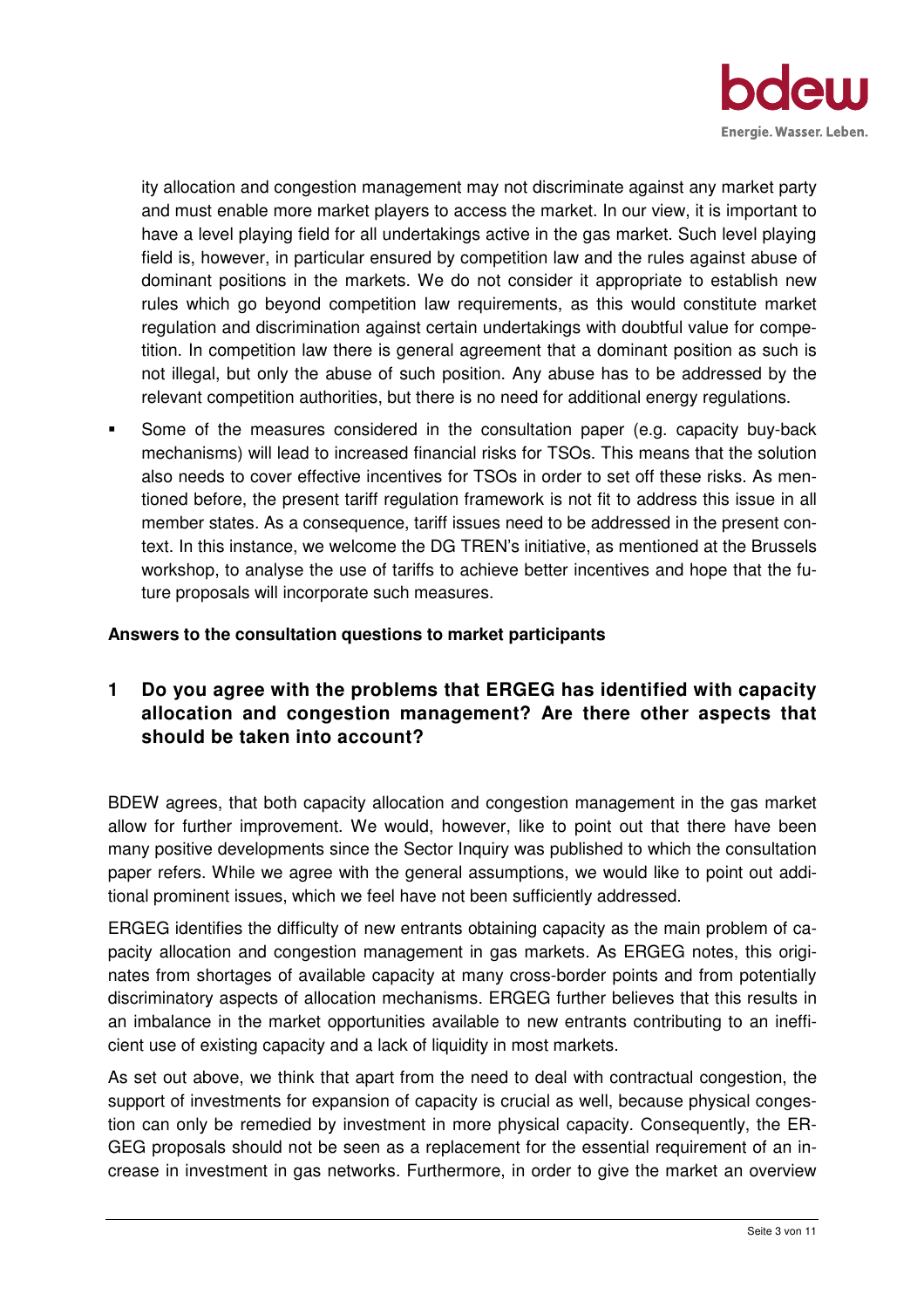ity allocation and congestion management may not discriminate against any market party and must enable more market players to access the market. In our view, it is important to have a level playing field for all undertakings active in the gas market. Such level playing field is, however, in particular ensured by competition law and the rules against abuse of dominant positions in the markets. We do not consider it appropriate to establish new rules which go beyond competition law requirements, as this would constitute market regulation and discrimination against certain undertakings with doubtful value for competition. In competition law there is general agreement that a dominant position as such is not illegal, but only the abuse of such position. Any abuse has to be addressed by the relevant competition authorities, but there is no need for additional energy regulations.

- Some of the measures considered in the consultation paper (e.g. capacity buy-back mechanisms) will lead to increased financial risks for TSOs. This means that the solution also needs to cover effective incentives for TSOs in order to set off these risks. As mentioned before, the present tariff regulation framework is not fit to address this issue in all member states. As a consequence, tariff issues need to be addressed in the present context. In this instance, we welcome the DG TREN's initiative, as mentioned at the Brussels workshop, to analyse the use of tariffs to achieve better incentives and hope that the future proposals will incorporate such measures.

**Answers to the consultation questions to market participants**

## 1 Do you agree with the problems that ERGEG has identified with capacity allocation and congestion management? Are there other aspects that should be taken into account?

BDEW agrees, that both capacity allocation and congestion management in the gas market allow for further improvement. We would, however, like to point out that there have been many positive developments since the Sector Inquiry was published to which the consultation paper refers. While we agree with the general assumptions, we would like to point out additional prominent issues, which we feel have not been sufficiently addressed.

ERGEG identifies the difficulty of new entrants obtaining capacity as the main problem of capacity allocation and congestion management in gas markets. As ERGEG notes, this originates from shortages of available capacity at many cross-border points and from potentially discriminatory aspects of allocation mechanisms. ERGEG further believes that this results in an imbalance in the market opportunities available to new entrants contributing to an inefficient use of existing capacity and a lack of liquidity in most markets.

As set out above, we think that apart from the need to deal with contractual congestion, the support of investments for expansion of capacity is crucial as well, because physical congestion can only be remedied by investment in more physical capacity. Consequently, the ERGEG proposals should not be seen as a replacement for the essential requirement of an increase in investment in gas networks. Furthermore, in order to give the market an overview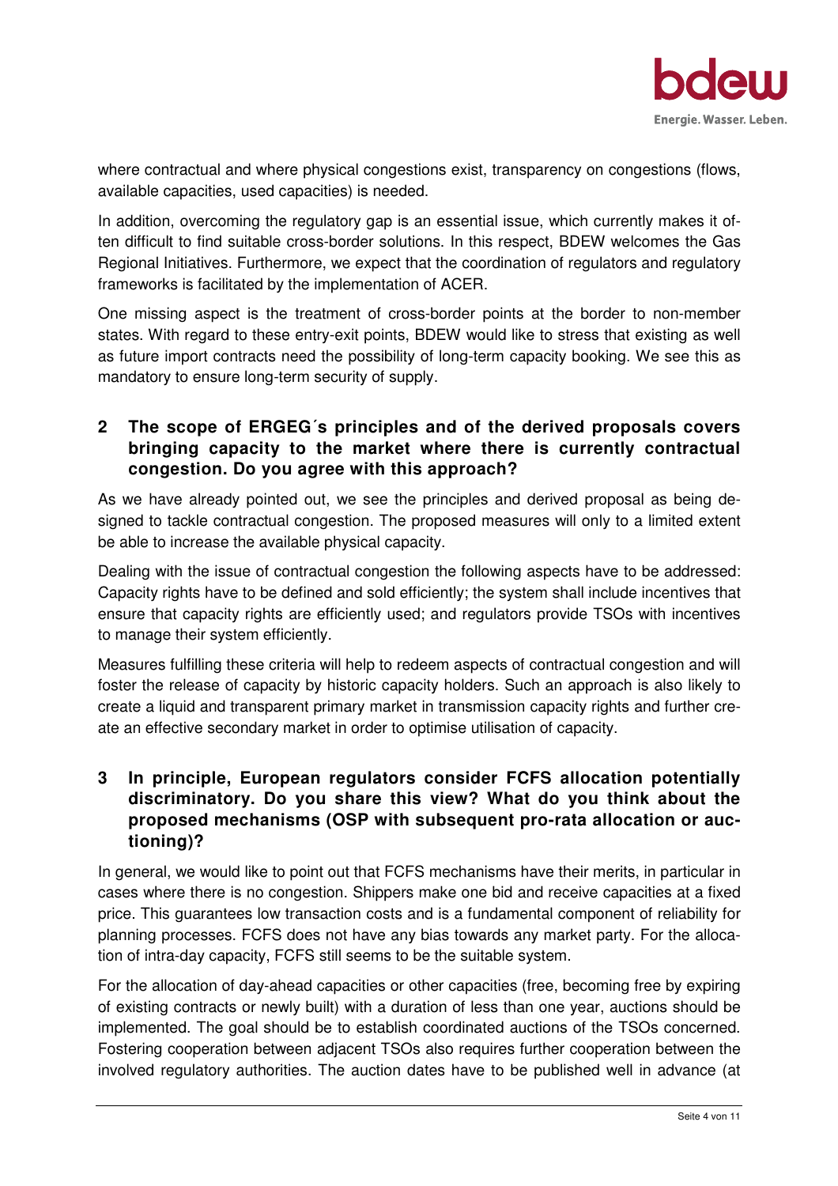where contractual and where physical congestions exist, transparency on congestions (flows, available capacities, used capacities) is needed.

In addition, overcoming the regulatory gap is an essential issue, which currently makes it often difficult to find suitable cross-border solutions. In this respect, BDEW welcomes the Gas Regional Initiatives. Furthermore, we expect that the coordination of regulators and regulatory frameworks is facilitated by the implementation of ACER.

One missing aspect is the treatment of cross-border points at the border to non-member states. With regard to these entry-exit points, BDEW would like to stress that existing as well as future import contracts need the possibility of long-term capacity booking. We see this as mandatory to ensure long-term security of supply.

## 2 The scope of ERGEG´s principles and of the derived proposals covers bringing capacity to the market where there is currently contractual congestion. Do you agree with this approach?

As we have already pointed out, we see the principles and derived proposal as being designed to tackle contractual congestion. The proposed measures will only to a limited extent be able to increase the available physical capacity.

Dealing with the issue of contractual congestion the following aspects have to be addressed: Capacity rights have to be defined and sold efficiently; the system shall include incentives that ensure that capacity rights are efficiently used; and regulators provide TSOs with incentives to manage their system efficiently.

Measures fulfilling these criteria will help to redeem aspects of contractual congestion and will foster the release of capacity by historic capacity holders. Such an approach is also likely to create a liquid and transparent primary market in transmission capacity rights and further create an effective secondary market in order to optimise utilisation of capacity.

## 3 In principle, European regulators consider FCFS allocation potentially discriminatory. Do you share this view? What do you think about the proposed mechanisms (OSP with subsequent pro-rata allocation or auctioning)?

In general, we would like to point out that FCFS mechanisms have their merits, in particular in cases where there is no congestion. Shippers make one bid and receive capacities at a fixed price. This guarantees low transaction costs and is a fundamental component of reliability for planning processes. FCFS does not have any bias towards any market party. For the allocation of intra-day capacity, FCFS still seems to be the suitable system.

For the allocation of day-ahead capacities or other capacities (free, becoming free by expiring of existing contracts or newly built) with a duration of less than one year, auctions should be implemented. The goal should be to establish coordinated auctions of the TSOs concerned. Fostering cooperation between adjacent TSOs also requires further cooperation between the involved regulatory authorities. The auction dates have to be published well in advance (at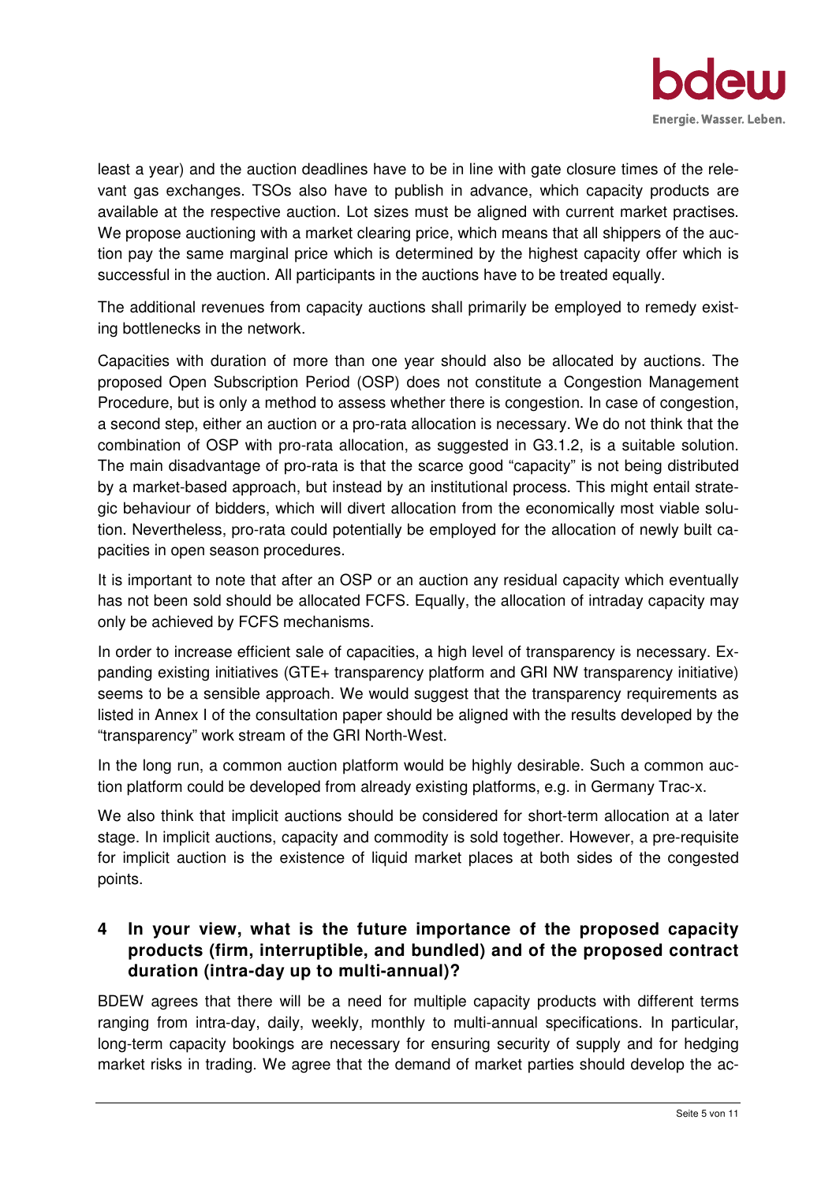least a year) and the auction deadlines have to be in line with gate closure times of the relevant gas exchanges. TSOs also have to publish in advance, which capacity products are available at the respective auction. Lot sizes must be aligned with current market practises. We propose auctioning with a market clearing price, which means that all shippers of the auction pay the same marginal price which is determined by the highest capacity offer which is successful in the auction. All participants in the auctions have to be treated equally.

The additional revenues from capacity auctions shall primarily be employed to remedy existing bottlenecks in the network.

Capacities with duration of more than one year should also be allocated by auctions. The proposed Open Subscription Period (OSP) does not constitute a Congestion Management Procedure, but is only a method to assess whether there is congestion. In case of congestion, a second step, either an auction or a pro-rata allocation is necessary. We do not think that the combination of OSP with pro-rata allocation, as suggested in G3.1.2, is a suitable solution. The main disadvantage of pro-rata is that the scarce good "capacity" is not being distributed by a market-based approach, but instead by an institutional process. This might entail strategic behaviour of bidders, which will divert allocation from the economically most viable solution. Nevertheless, pro-rata could potentially be employed for the allocation of newly built capacities in open season procedures.

It is important to note that after an OSP or an auction any residual capacity which eventually has not been sold should be allocated FCFS. Equally, the allocation of intraday capacity may only be achieved by FCFS mechanisms.

In order to increase efficient sale of capacities, a high level of transparency is necessary. Expanding existing initiatives (GTE+ transparency platform and GRI NW transparency initiative) seems to be a sensible approach. We would suggest that the transparency requirements as listed in Annex I of the consultation paper should be aligned with the results developed by the "transparency" work stream of the GRI North-West.

In the long run, a common auction platform would be highly desirable. Such a common auction platform could be developed from already existing platforms, e.g. in Germany Trac-x.

We also think that implicit auctions should be considered for short-term allocation at a later stage. In implicit auctions, capacity and commodity is sold together. However, a pre-requisite for implicit auction is the existence of liquid market places at both sides of the congested points.

## 4 In your view, what is the future importance of the proposed capacity products (firm, interruptible, and bundled) and of the proposed contract duration (intra-day up to multi-annual)?

BDEW agrees that there will be a need for multiple capacity products with different terms ranging from intra-day, daily, weekly, monthly to multi-annual specifications. In particular, long-term capacity bookings are necessary for ensuring security of supply and for hedging market risks in trading. We agree that the demand of market parties should develop the ac-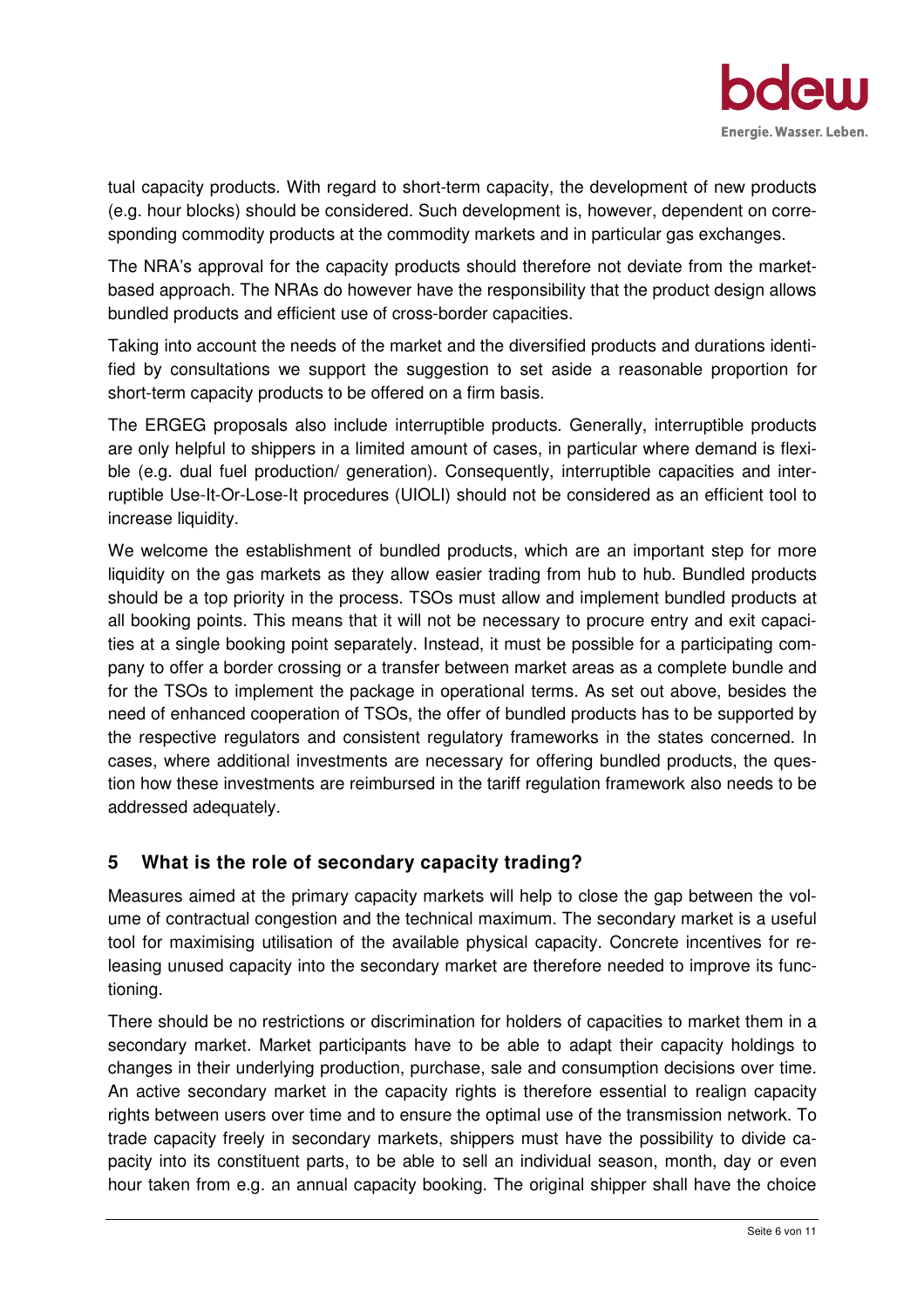tual capacity products. With regard to short-term capacity, the development of new products (e.g. hour blocks) should be considered. Such development is, however, dependent on corresponding commodity products at the commodity markets and in particular gas exchanges.

The NRA's approval for the capacity products should therefore not deviate from the market-based approach. The NRAs do however have the responsibility that the product design allows bundled products and efficient use of cross-border capacities.

Taking into account the needs of the market and the diversified products and durations identified by consultations we support the suggestion to set aside a reasonable proportion for short-term capacity products to be offered on a firm basis.

The ERGEG proposals also include interruptible products. Generally, interruptible products are only helpful to shippers in a limited amount of cases, in particular where demand is flexible (e.g. dual fuel production/ generation). Consequently, interruptible capacities and interruptible Use-It-Or-Lose-It procedures (UIOLI) should not be considered as an efficient tool to increase liquidity.

We welcome the establishment of bundled products, which are an important step for more liquidity on the gas markets as they allow easier trading from hub to hub. Bundled products should be a top priority in the process. TSOs must allow and implement bundled products at all booking points. This means that it will not be necessary to procure entry and exit capacities at a single booking point separately. Instead, it must be possible for a participating company to offer a border crossing or a transfer between market areas as a complete bundle and for the TSOs to implement the package in operational terms. As set out above, besides the need of enhanced cooperation of TSOs, the offer of bundled products has to be supported by the respective regulators and consistent regulatory frameworks in the states concerned. In cases, where additional investments are necessary for offering bundled products, the question how these investments are reimbursed in the tariff regulation framework also needs to be addressed adequately.

## 5 What is the role of secondary capacity trading?

Measures aimed at the primary capacity markets will help to close the gap between the volume of contractual congestion and the technical maximum. The secondary market is a useful tool for maximising utilisation of the available physical capacity. Concrete incentives for releasing unused capacity into the secondary market are therefore needed to improve its functioning.

There should be no restrictions or discrimination for holders of capacities to market them in a secondary market. Market participants have to be able to adapt their capacity holdings to changes in their underlying production, purchase, sale and consumption decisions over time. An active secondary market in the capacity rights is therefore essential to realign capacity rights between users over time and to ensure the optimal use of the transmission network. To trade capacity freely in secondary markets, shippers must have the possibility to divide capacity into its constituent parts, to be able to sell an individual season, month, day or even hour taken from e.g. an annual capacity booking. The original shipper shall have the choice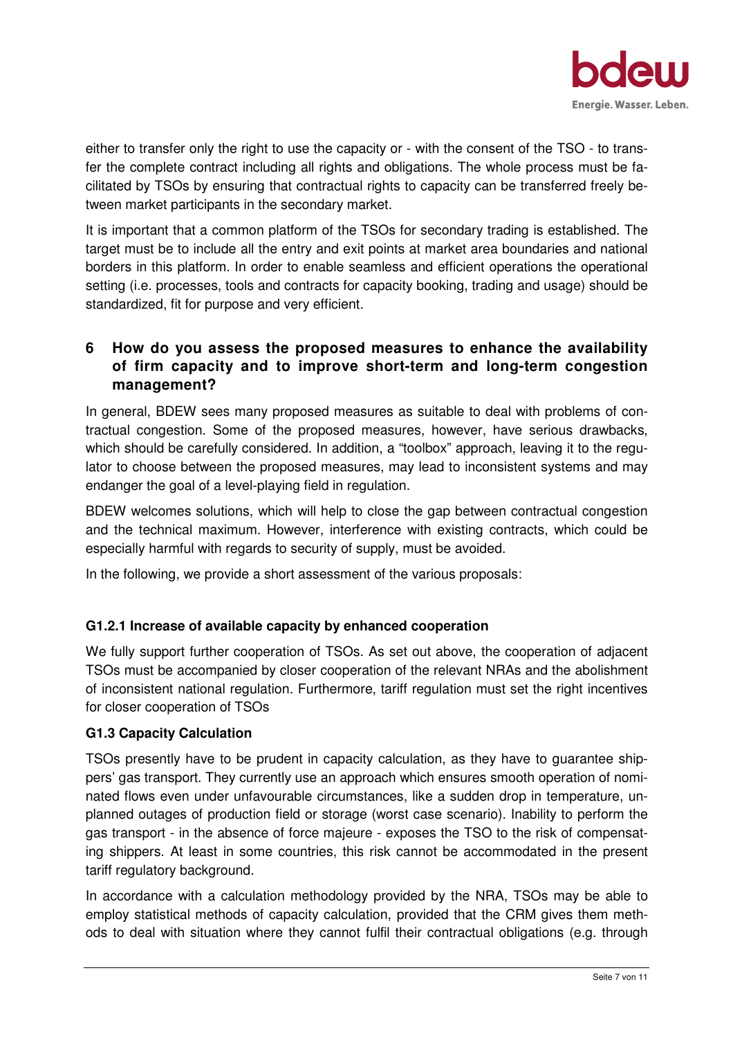either to transfer only the right to use the capacity or - with the consent of the TSO - to transfer the complete contract including all rights and obligations. The whole process must be facilitated by TSOs by ensuring that contractual rights to capacity can be transferred freely between market participants in the secondary market.

It is important that a common platform of the TSOs for secondary trading is established. The target must be to include all the entry and exit points at market area boundaries and national borders in this platform. In order to enable seamless and efficient operations the operational setting (i.e. processes, tools and contracts for capacity booking, trading and usage) should be standardized, fit for purpose and very efficient.

## 6 How do you assess the proposed measures to enhance the availability of firm capacity and to improve short-term and long-term congestion management?

In general, BDEW sees many proposed measures as suitable to deal with problems of contractual congestion. Some of the proposed measures, however, have serious drawbacks, which should be carefully considered. In addition, a "toolbox" approach, leaving it to the regulator to choose between the proposed measures, may lead to inconsistent systems and may endanger the goal of a level-playing field in regulation.

BDEW welcomes solutions, which will help to close the gap between contractual congestion and the technical maximum. However, interference with existing contracts, which could be especially harmful with regards to security of supply, must be avoided.

In the following, we provide a short assessment of the various proposals:

### G1.2.1 Increase of available capacity by enhanced cooperation

We fully support further cooperation of TSOs. As set out above, the cooperation of adjacent TSOs must be accompanied by closer cooperation of the relevant NRAs and the abolishment of inconsistent national regulation. Furthermore, tariff regulation must set the right incentives for closer cooperation of TSOs

### G1.3 Capacity Calculation

TSOs presently have to be prudent in capacity calculation, as they have to guarantee shippers' gas transport. They currently use an approach which ensures smooth operation of nominated flows even under unfavourable circumstances, like a sudden drop in temperature, unplanned outages of production field or storage (worst case scenario). Inability to perform the gas transport - in the absence of force majeure - exposes the TSO to the risk of compensating shippers. At least in some countries, this risk cannot be accommodated in the present tariff regulatory background.

In accordance with a calculation methodology provided by the NRA, TSOs may be able to employ statistical methods of capacity calculation, provided that the CRM gives them methods to deal with situation where they cannot fulfil their contractual obligations (e.g. through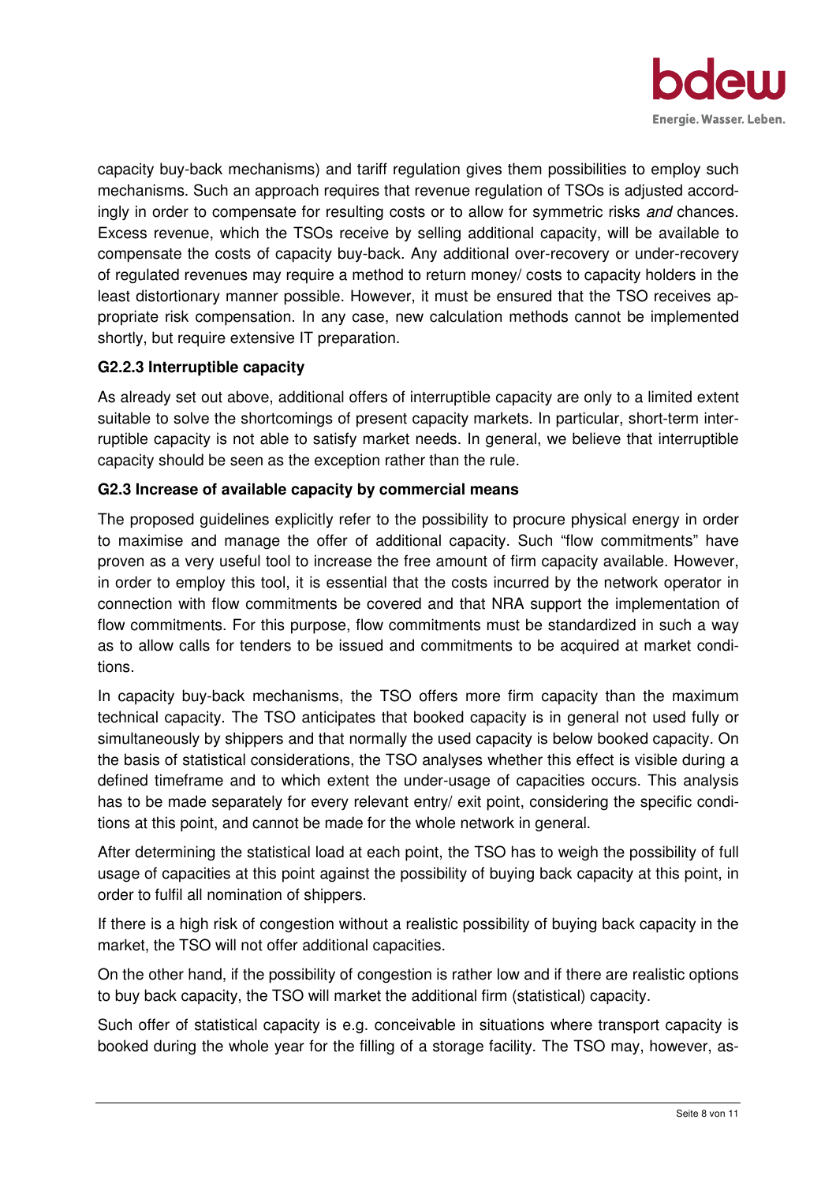capacity buy-back mechanisms) and tariff regulation gives them possibilities to employ such mechanisms. Such an approach requires that revenue regulation of TSOs is adjusted accordingly in order to compensate for resulting costs or to allow for symmetric risks *and* chances. Excess revenue, which the TSOs receive by selling additional capacity, will be available to compensate the costs of capacity buy-back. Any additional over-recovery or under-recovery of regulated revenues may require a method to return money/ costs to capacity holders in the least distortionary manner possible. However, it must be ensured that the TSO receives appropriate risk compensation. In any case, new calculation methods cannot be implemented shortly, but require extensive IT preparation.

**G2.2.3 Interruptible capacity**

As already set out above, additional offers of interruptible capacity are only to a limited extent suitable to solve the shortcomings of present capacity markets. In particular, short-term interruptible capacity is not able to satisfy market needs. In general, we believe that interruptible capacity should be seen as the exception rather than the rule.

**G2.3 Increase of available capacity by commercial means**

The proposed guidelines explicitly refer to the possibility to procure physical energy in order to maximise and manage the offer of additional capacity. Such "flow commitments" have proven as a very useful tool to increase the free amount of firm capacity available. However, in order to employ this tool, it is essential that the costs incurred by the network operator in connection with flow commitments be covered and that NRA support the implementation of flow commitments. For this purpose, flow commitments must be standardized in such a way as to allow calls for tenders to be issued and commitments to be acquired at market conditions.

In capacity buy-back mechanisms, the TSO offers more firm capacity than the maximum technical capacity. The TSO anticipates that booked capacity is in general not used fully or simultaneously by shippers and that normally the used capacity is below booked capacity. On the basis of statistical considerations, the TSO analyses whether this effect is visible during a defined timeframe and to which extent the under-usage of capacities occurs. This analysis has to be made separately for every relevant entry/ exit point, considering the specific conditions at this point, and cannot be made for the whole network in general.

After determining the statistical load at each point, the TSO has to weigh the possibility of full usage of capacities at this point against the possibility of buying back capacity at this point, in order to fulfil all nomination of shippers.

If there is a high risk of congestion without a realistic possibility of buying back capacity in the market, the TSO will not offer additional capacities.

On the other hand, if the possibility of congestion is rather low and if there are realistic options to buy back capacity, the TSO will market the additional firm (statistical) capacity.

Such offer of statistical capacity is e.g. conceivable in situations where transport capacity is booked during the whole year for the filling of a storage facility. The TSO may, however, as-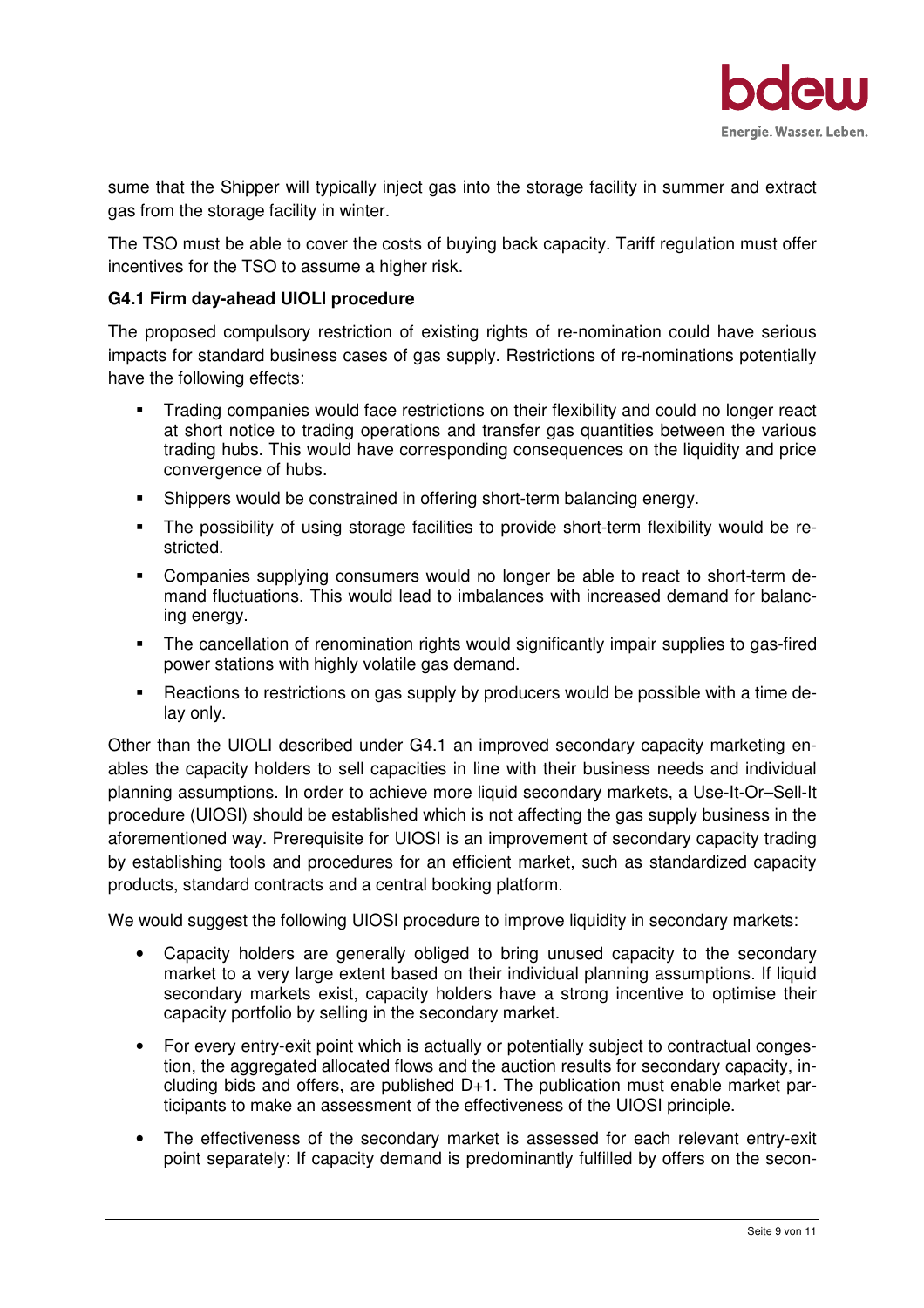sume that the Shipper will typically inject gas into the storage facility in summer and extract gas from the storage facility in winter.

The TSO must be able to cover the costs of buying back capacity. Tariff regulation must offer incentives for the TSO to assume a higher risk.

**G4.1 Firm day-ahead UIOLI procedure**

The proposed compulsory restriction of existing rights of re-nomination could have serious impacts for standard business cases of gas supply. Restrictions of re-nominations potentially have the following effects:

- Trading companies would face restrictions on their flexibility and could no longer react at short notice to trading operations and transfer gas quantities between the various trading hubs. This would have corresponding consequences on the liquidity and price convergence of hubs.
- Shippers would be constrained in offering short-term balancing energy.
- The possibility of using storage facilities to provide short-term flexibility would be restricted.
- Companies supplying consumers would no longer be able to react to short-term demand fluctuations. This would lead to imbalances with increased demand for balancing energy.
- The cancellation of renomination rights would significantly impair supplies to gas-fired power stations with highly volatile gas demand.
- Reactions to restrictions on gas supply by producers would be possible with a time delay only.

Other than the UIOLI described under G4.1 an improved secondary capacity marketing enables the capacity holders to sell capacities in line with their business needs and individual planning assumptions. In order to achieve more liquid secondary markets, a Use-It-Or–Sell-It procedure (UIOSI) should be established which is not affecting the gas supply business in the aforementioned way. Prerequisite for UIOSI is an improvement of secondary capacity trading by establishing tools and procedures for an efficient market, such as standardized capacity products, standard contracts and a central booking platform.

We would suggest the following UIOSI procedure to improve liquidity in secondary markets:

- Capacity holders are generally obliged to bring unused capacity to the secondary market to a very large extent based on their individual planning assumptions. If liquid secondary markets exist, capacity holders have a strong incentive to optimise their capacity portfolio by selling in the secondary market.
- For every entry-exit point which is actually or potentially subject to contractual congestion, the aggregated allocated flows and the auction results for secondary capacity, including bids and offers, are published D+1. The publication must enable market participants to make an assessment of the effectiveness of the UIOSI principle.
- The effectiveness of the secondary market is assessed for each relevant entry-exit point separately: If capacity demand is predominantly fulfilled by offers on the secon-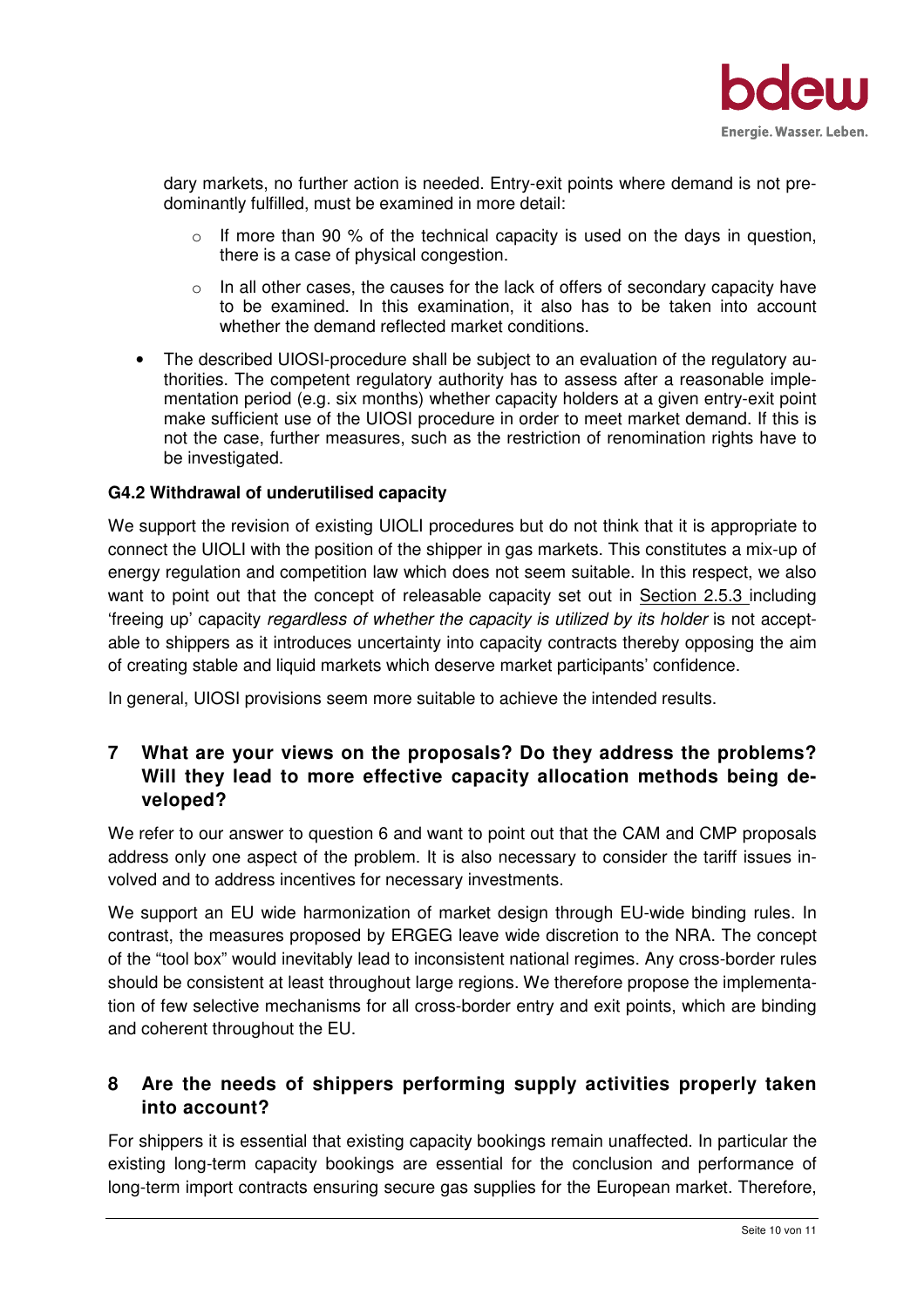dary markets, no further action is needed. Entry-exit points where demand is not predominantly fulfilled, must be examined in more detail:

  - If more than 90 % of the technical capacity is used on the days in question, there is a case of physical congestion.
  - In all other cases, the causes for the lack of offers of secondary capacity have to be examined. In this examination, it also has to be taken into account whether the demand reflected market conditions.

- The described UIOSI-procedure shall be subject to an evaluation of the regulatory authorities. The competent regulatory authority has to assess after a reasonable implementation period (e.g. six months) whether capacity holders at a given entry-exit point make sufficient use of the UIOSI procedure in order to meet market demand. If this is not the case, further measures, such as the restriction of renomination rights have to be investigated.

**G4.2 Withdrawal of underutilised capacity**

We support the revision of existing UIOLI procedures but do not think that it is appropriate to connect the UIOLI with the position of the shipper in gas markets. This constitutes a mix-up of energy regulation and competition law which does not seem suitable. In this respect, we also want to point out that the concept of releasable capacity set out in Section 2.5.3 including 'freeing up' capacity *regardless of whether the capacity is utilized by its holder* is not acceptable to shippers as it introduces uncertainty into capacity contracts thereby opposing the aim of creating stable and liquid markets which deserve market participants' confidence.

In general, UIOSI provisions seem more suitable to achieve the intended results.

## 7 What are your views on the proposals? Do they address the problems? Will they lead to more effective capacity allocation methods being developed?

We refer to our answer to question 6 and want to point out that the CAM and CMP proposals address only one aspect of the problem. It is also necessary to consider the tariff issues involved and to address incentives for necessary investments.

We support an EU wide harmonization of market design through EU-wide binding rules. In contrast, the measures proposed by ERGEG leave wide discretion to the NRA. The concept of the "tool box" would inevitably lead to inconsistent national regimes. Any cross-border rules should be consistent at least throughout large regions. We therefore propose the implementation of few selective mechanisms for all cross-border entry and exit points, which are binding and coherent throughout the EU.

## 8 Are the needs of shippers performing supply activities properly taken into account?

For shippers it is essential that existing capacity bookings remain unaffected. In particular the existing long-term capacity bookings are essential for the conclusion and performance of long-term import contracts ensuring secure gas supplies for the European market. Therefore,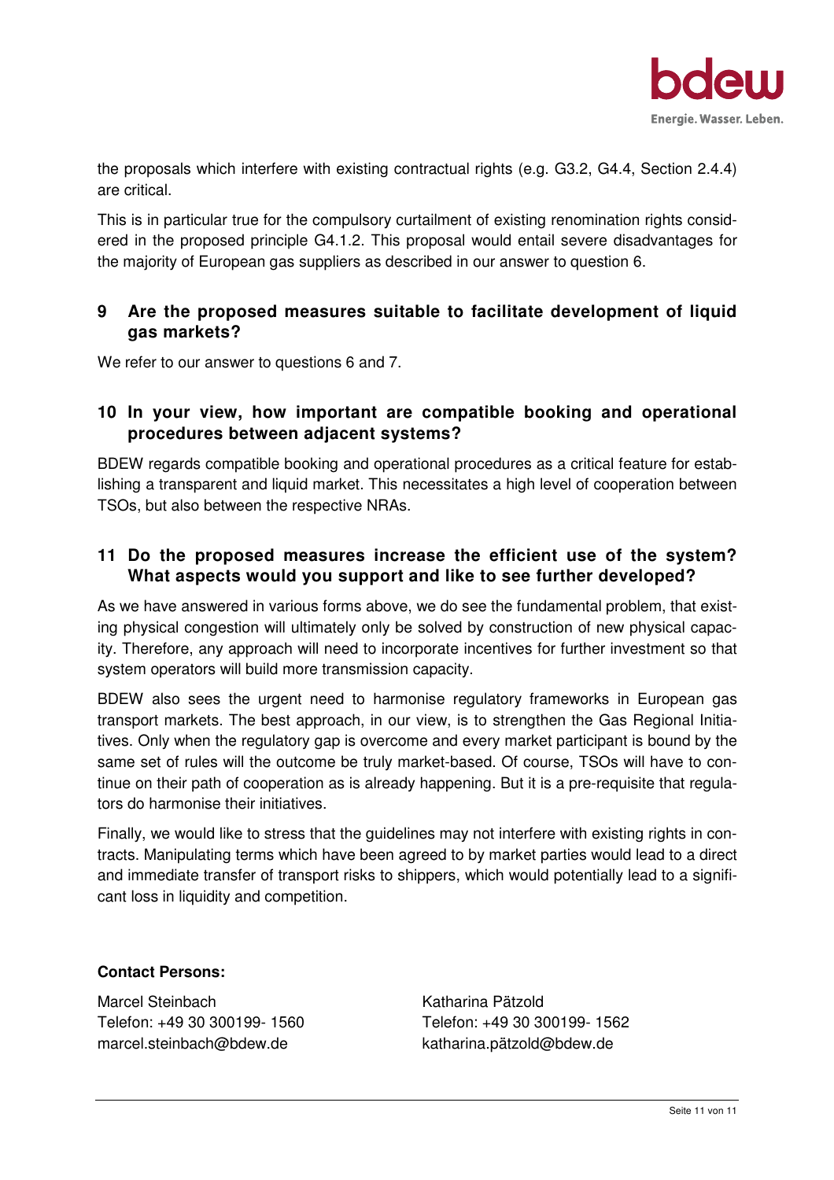the proposals which interfere with existing contractual rights (e.g. G3.2, G4.4, Section 2.4.4) are critical.

This is in particular true for the compulsory curtailment of existing renomination rights considered in the proposed principle G4.1.2. This proposal would entail severe disadvantages for the majority of European gas suppliers as described in our answer to question 6.

## 9 Are the proposed measures suitable to facilitate development of liquid gas markets?

We refer to our answer to questions 6 and 7.

## 10 In your view, how important are compatible booking and operational procedures between adjacent systems?

BDEW regards compatible booking and operational procedures as a critical feature for establishing a transparent and liquid market. This necessitates a high level of cooperation between TSOs, but also between the respective NRAs.

## 11 Do the proposed measures increase the efficient use of the system? What aspects would you support and like to see further developed?

As we have answered in various forms above, we do see the fundamental problem, that existing physical congestion will ultimately only be solved by construction of new physical capacity. Therefore, any approach will need to incorporate incentives for further investment so that system operators will build more transmission capacity.

BDEW also sees the urgent need to harmonise regulatory frameworks in European gas transport markets. The best approach, in our view, is to strengthen the Gas Regional Initiatives. Only when the regulatory gap is overcome and every market participant is bound by the same set of rules will the outcome be truly market-based. Of course, TSOs will have to continue on their path of cooperation as is already happening. But it is a pre-requisite that regulators do harmonise their initiatives.

Finally, we would like to stress that the guidelines may not interfere with existing rights in contracts. Manipulating terms which have been agreed to by market parties would lead to a direct and immediate transfer of transport risks to shippers, which would potentially lead to a significant loss in liquidity and competition.

**Contact Persons:**

Marcel Steinbach
Telefon: +49 30 300199- 1560
marcel.steinbach@bdew.de

Katharina Pätzold
Telefon: +49 30 300199- 1562
katharina.pätzold@bdew.de